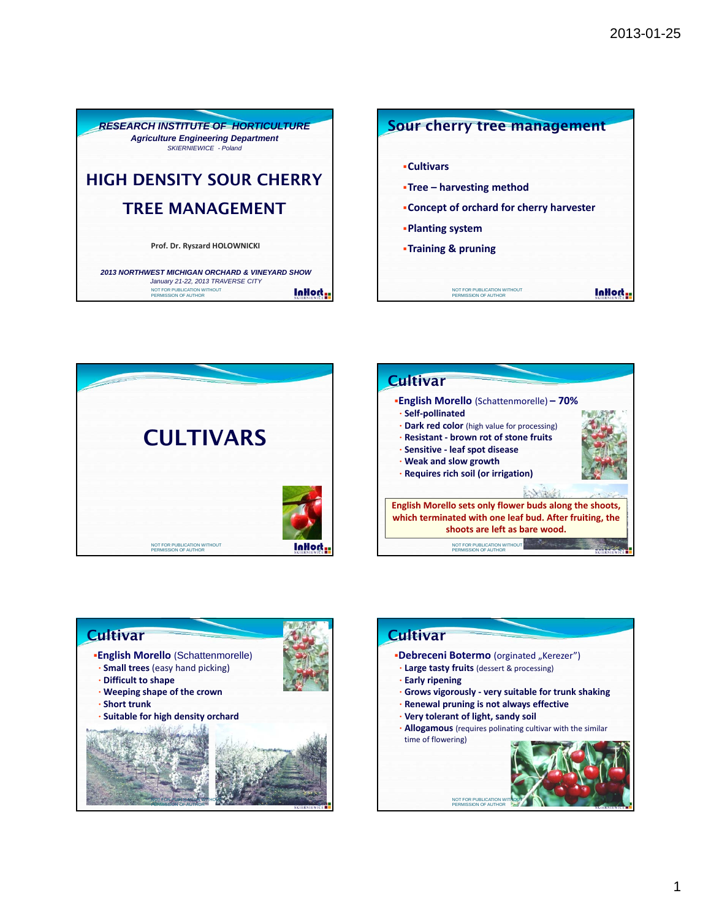## RESEARCH INSTITUTE OF HORTICULTURE

*Agriculture Engineering Department*

*SKIERNIEWICE - Poland*

# HIGH DENSITY SOUR CHERRY TREE MANAGEMENT

**Prof. Dr. Ryszard HOLOWNICKI**

***2013 NORTHWEST MICHIGAN ORCHARD & VINEYARD SHOW***

*January 21-22, 2013 TRAVERSE CITY*

NOT FOR PUBLICATION WITHOUT PERMISSION OF AUTHOR

## Sour cherry tree management

- **Cultivars**
- **Tree – harvesting method**
- **Concept of orchard for cherry harvester**
- **Planting system**
- **Training & pruning**

NOT FOR PUBLICATION WITHOUT PERMISSION OF AUTHOR

# CULTIVARS

NOT FOR PUBLICATION WITHOUT PERMISSION OF AUTHOR

## Cultivar

- **English Morello** (Schattenmorelle) **– 70%**
  - **Self-pollinated**
  - **Dark red color** (high value for processing)
  - **Resistant - brown rot of stone fruits**
  - **Sensitive - leaf spot disease**
  - **Weak and slow growth**
  - **Requires rich soil (or irrigation)**

**English Morello sets only flower buds along the shoots, which terminated with one leaf bud. After fruiting, the shoots are left as bare wood.**

NOT FOR PUBLICATION WITHOUT PERMISSION OF AUTHOR

## Cultivar

- **English Morello** (Schattenmorelle)
  - **Small trees** (easy hand picking)
  - **Difficult to shape**
  - **Weeping shape of the crown**
  - **Short trunk**
  - **Suitable for high density orchard**

NOT FOR PUBLICATION WITHOUT PERMISSION OF AUTHOR

## Cultivar

- **Debreceni Botermo** (orginated „Kerezer")
  - **Large tasty fruits** (dessert & processing)
  - **Early ripening**
  - **Grows vigorously - very suitable for trunk shaking**
  - **Renewal pruning is not always effective**
  - **Very tolerant of light, sandy soil**
  - **Allogamous** (requires polinating cultivar with the similar time of flowering)

NOT FOR PUBLICATION WITHOUT PERMISSION OF AUTHOR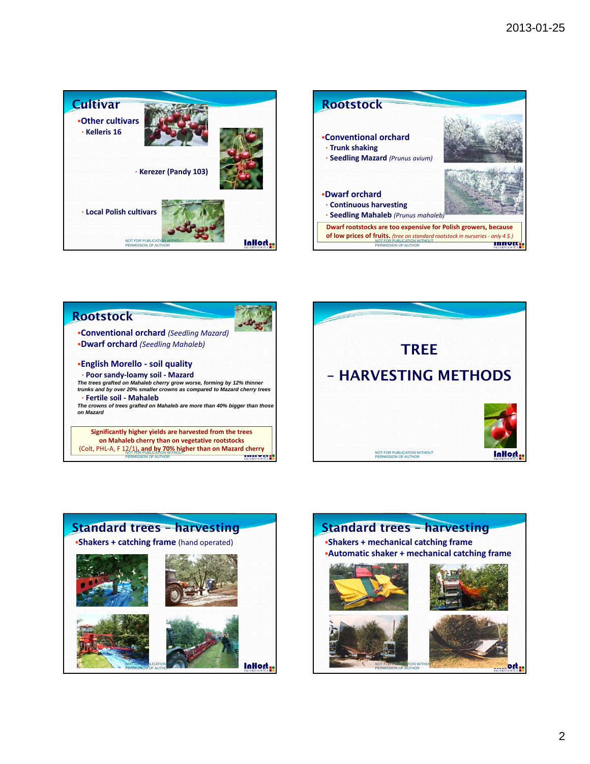## Cultivar

- Other cultivars
  - Kelleris 16
  - Kerezer (Pandy 103)
  - Local Polish cultivars

NOT FOR PUBLICATION WITHOUT PERMISSION OF AUTHOR

## Rootstock

- Conventional orchard
  - Trunk shaking
  - Seedling Mazard *(Prunus avium)*
- Dwarf orchard
  - Continuous harvesting
  - Seedling Mahaleb *(Prunus mahaleb)*

**Dwarf rootstocks are too expensive for Polish growers, because of low prices of fruits.** *(tree on standard rootstock in nurseries - only 4 $.)*

NOT FOR PUBLICATION WITHOUT PERMISSION OF AUTHOR

## Rootstock

- **Conventional orchard** *(Seedling Mazard)*
- **Dwarf orchard** *(Seedling Mahaleb)*
- **English Morello - soil quality**
  - **Poor sandy-loamy soil - Mazard**

***The trees grafted on Mahaleb cherry grow worse, forming by 12% thinner trunks and by over 20% smaller crowns as compared to Mazard cherry trees***

  - **Fertile soil - Mahaleb**

***The crowns of trees grafted on Mahaleb are more than 40% bigger than those on Mazard***

**Significantly higher yields are harvested from the trees on Mahaleb cherry than on vegetative rootstocks** (Colt, PHL-A, F 12/1), **and by 70% higher than on Mazard cherry**

NOT FOR PUBLICATION WITHOUT PERMISSION OF AUTHOR

# TREE
# - HARVESTING METHODS

NOT FOR PUBLICATION WITHOUT PERMISSION OF AUTHOR

## Standard trees – harvesting

- **Shakers + catching frame** (hand operated)

NOT FOR PUBLICATION WITHOUT PERMISSION OF AUTHOR

## Standard trees – harvesting

- **Shakers + mechanical catching frame**
- **Automatic shaker + mechanical catching frame**

NOT FOR PUBLICATION WITHOUT PERMISSION OF AUTHOR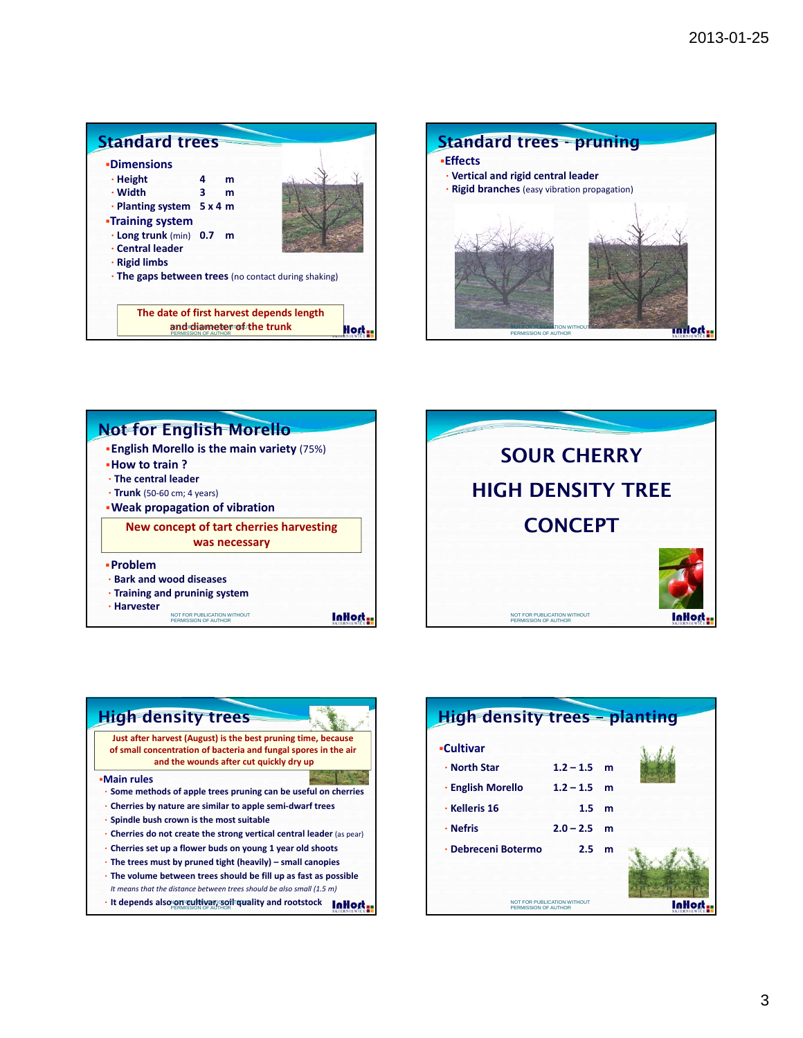## Standard trees

- **Dimensions**
  - Height 4 m
  - Width 3 m
  - Planting system 5 x 4 m
- **Training system**
  - Long trunk (min) 0.7 m
  - Central leader
  - Rigid limbs
  - The gaps between trees (no contact during shaking)

**The date of first harvest depends length and diameter of the trunk**

NOT FOR PUBLICATION WITHOUT PERMISSION OF AUTHOR

## Standard trees - pruning

- **Effects**
  - Vertical and rigid central leader
  - Rigid branches (easy vibration propagation)

NOT FOR PUBLICATION WITHOUT PERMISSION OF AUTHOR

## Not for English Morello

- **English Morello is the main variety** (75%)
- **How to train ?**
  - The central leader
  - Trunk (50-60 cm; 4 years)
- **Weak propagation of vibration**

**New concept of tart cherries harvesting was necessary**

- **Problem**
  - Bark and wood diseases
  - Training and pruninig system
  - Harvester

NOT FOR PUBLICATION WITHOUT PERMISSION OF AUTHOR

## SOUR CHERRY HIGH DENSITY TREE CONCEPT

NOT FOR PUBLICATION WITHOUT PERMISSION OF AUTHOR

## High density trees

**Just after harvest (August) is the best pruning time, because of small concentration of bacteria and fungal spores in the air and the wounds after cut quickly dry up**

- **Main rules**
  - Some methods of apple trees pruning can be useful on cherries
  - Cherries by nature are similar to apple semi-dwarf trees
  - Spindle bush crown is the most suitable
  - Cherries do not create the strong vertical central leader (as pear)
  - Cherries set up a flower buds on young 1 year old shoots
  - The trees must by pruned tight (heavily) – small canopies
  - The volume between trees should be fill up as fast as possible
    *It means that the distance between trees should be also small (1.5 m)*
  - It depends also on cultivar, soil quality and rootstock

NOT FOR PUBLICATION WITHOUT PERMISSION OF AUTHOR

## High density trees – planting

- **Cultivar**

| Cultivar | Distance | |
|---|---|---|
| North Star | 1.2 – 1.5 | m |
| English Morello | 1.2 – 1.5 | m |
| Kelleris 16 | 1.5 | m |
| Nefris | 2.0 – 2.5 | m |
| Debreceni Botermo | 2.5 | m |

NOT FOR PUBLICATION WITHOUT PERMISSION OF AUTHOR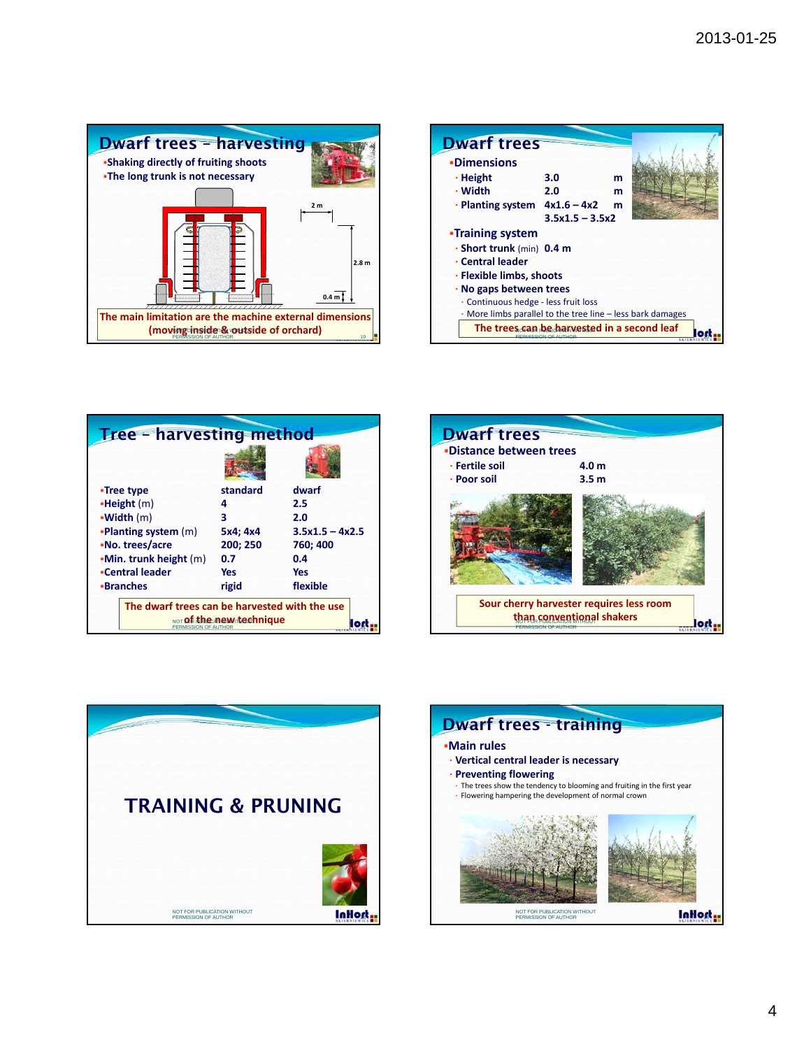## Dwarf trees – harvesting

- Shaking directly of fruiting shoots
- The long trunk is not necessary

2 m

2.8 m

0.4 m

The main limitation are the machine external dimensions (moving inside & outside of orchard)

## Dwarf trees

- Dimensions
  - Height 3.0 m
  - Width 2.0 m
  - Planting system 4x1.6 – 4x2 m; 3.5x1.5 – 3.5x2
- Training system
  - Short trunk (min) 0.4 m
  - Central leader
  - Flexible limbs, shoots
  - No gaps between trees
    - Continuous hedge - less fruit loss
    - More limbs parallel to the tree line – less bark damages

The trees can be harvested in a second leaf

## Tree – harvesting method

| | standard | dwarf |
|---|---|---|
| Tree type | standard | dwarf |
| Height (m) | 4 | 2.5 |
| Width (m) | 3 | 2.0 |
| Planting system (m) | 5x4; 4x4 | 3.5x1.5 – 4x2.5 |
| No. trees/acre | 200; 250 | 760; 400 |
| Min. trunk height (m) | 0.7 | 0.4 |
| Central leader | Yes | Yes |
| Branches | rigid | flexible |

The dwarf trees can be harvested with the use of the new technique

## Dwarf trees

- Distance between trees
  - Fertile soil 4.0 m
  - Poor soil 3.5 m

Sour cherry harvester requires less room than conventional shakers

# TRAINING & PRUNING

## Dwarf trees - training

- Main rules
  - Vertical central leader is necessary
  - Preventing flowering
    - The trees show the tendency to blooming and fruiting in the first year
    - Flowering hampering the development of normal crown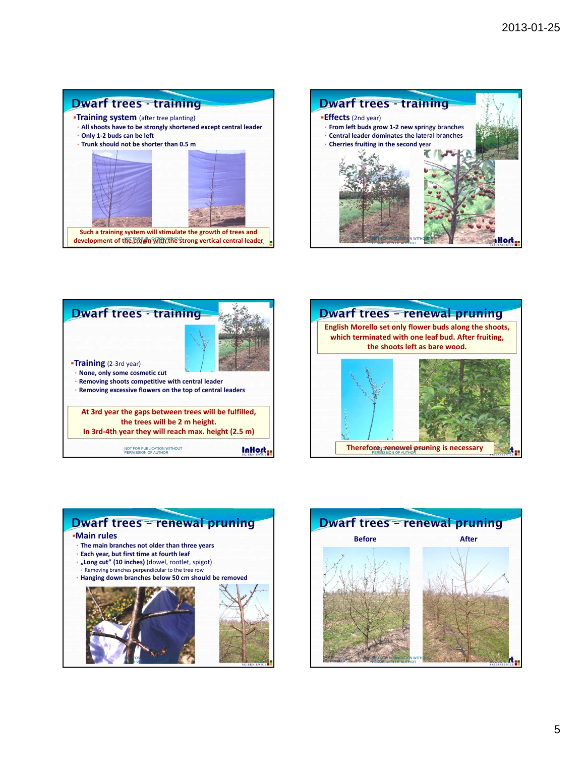## Dwarf trees - training

- **Training system** (after tree planting)
  - All shoots have to be strongly shortened except central leader
  - Only 1-2 buds can be left
  - Trunk should not be shorter than 0.5 m

Such a training system will stimulate the growth of trees and development of the crown with the strong vertical central leader

## Dwarf trees - training

- **Effects** (2nd year)
  - From left buds grow 1-2 new springy branches
  - Central leader dominates the lateral branches
  - Cherries fruiting in the second year

## Dwarf trees - training

- **Training** (2-3rd year)
  - None, only some cosmetic cut
  - Removing shoots competitive with central leader
  - Removing excessive flowers on the top of central leaders

At 3rd year the gaps between trees will be fulfilled, the trees will be 2 m height.
In 3rd-4th year they will reach max. height (2.5 m)

## Dwarf trees – renewal pruning

English Morello set only flower buds along the shoots, which terminated with one leaf bud. After fruiting, the shoots left as bare wood.

Therefore, renewal pruning is necessary

## Dwarf trees – renewal pruning

- **Main rules**
  - The main branches not older than three years
  - Each year, but first time at fourth leaf
  - „Long cut" (10 inches) (dowel, rootlet, spigot)
    - Removing branches perpendicular to the tree row
  - Hanging down branches below 50 cm should be removed

## Dwarf trees – renewal pruning

Before

After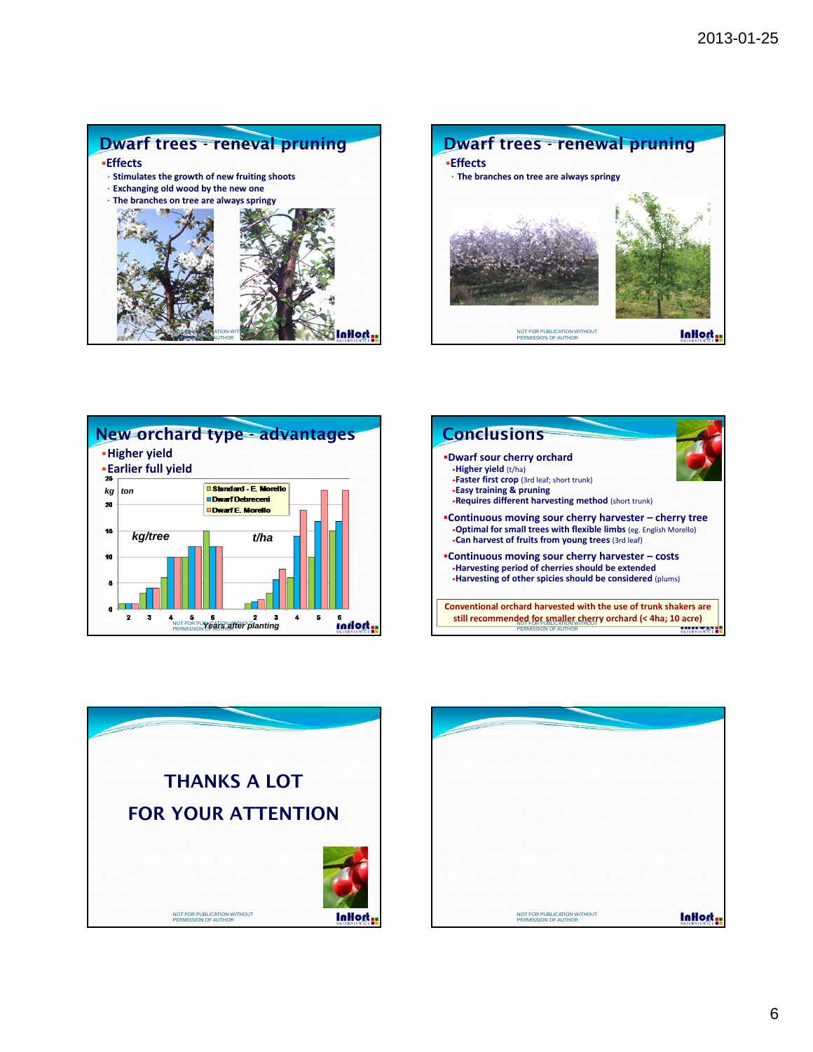## Dwarf trees - reneval pruning

- Effects
  - Stimulates the growth of new fruiting shoots
  - Exchanging old wood by the new one
  - The branches on tree are always springy

## Dwarf trees - renewal pruning

- Effects
  - The branches on tree are always springy

## New orchard type - advantages

- Higher yield
- Earlier full yield

kg ton

Standard - E. Morello
Dwarf Debreceni
Dwarf E. Morello

kg/tree

t/ha

25
20
15
10
5
0

2 3 4 5 6 2 3 4 5 6

Years after planting

## Conclusions

- Dwarf sour cherry orchard
  - Higher yield (t/ha)
  - Faster first crop (3rd leaf; short trunk)
  - Easy training & pruning
  - Requires different harvesting method (short trunk)
- Continuous moving sour cherry harvester – cherry tree
  - Optimal for small trees with flexible limbs (eg. English Morello)
  - Can harvest of fruits from young trees (3rd leaf)
- Continuous moving sour cherry harvester – costs
  - Harvesting period of cherries should be extended
  - Harvesting of other spicies should be considered (plums)

Conventional orchard harvested with the use of trunk shakers are still recommended for smaller cherry orchard (< 4ha; 10 acre)

## THANKS A LOT FOR YOUR ATTENTION